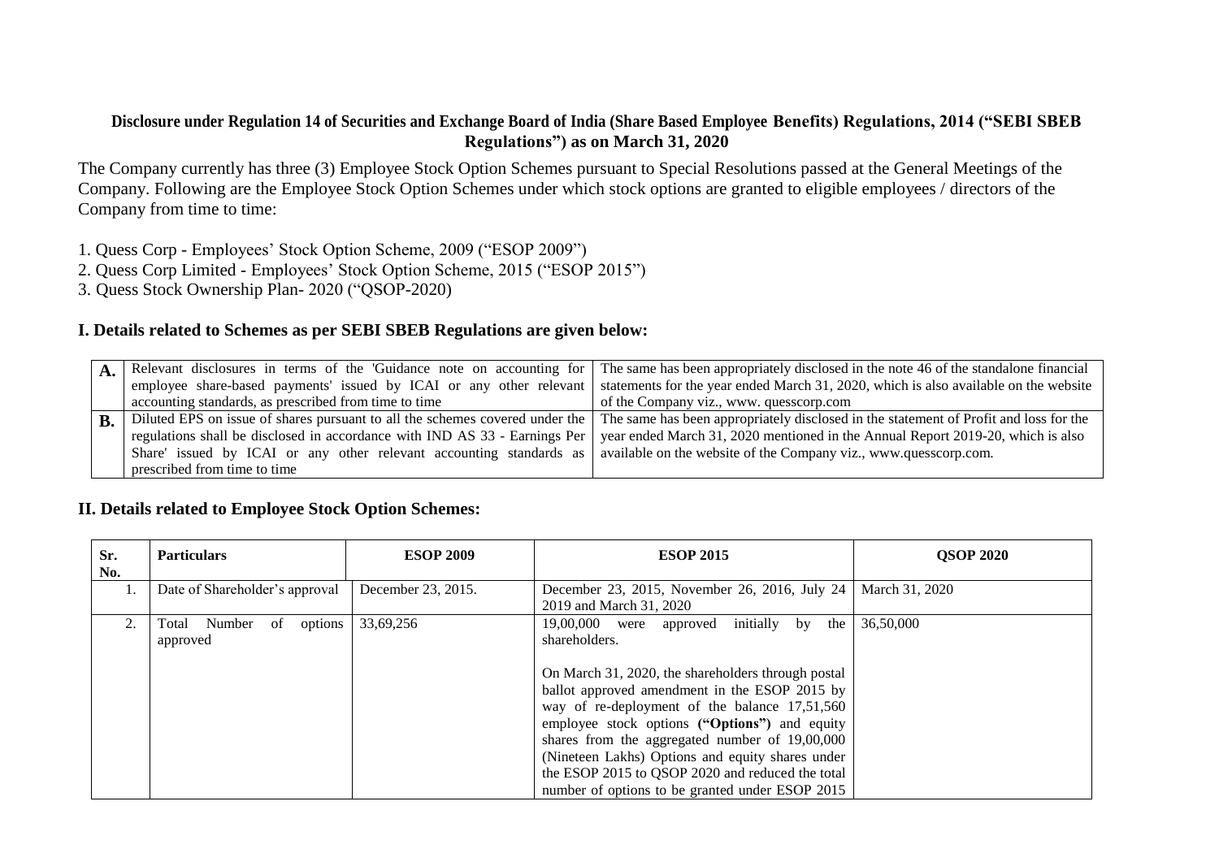**Disclosure under Regulation 14 of Securities and Exchange Board of India (Share Based Employee Benefits) Regulations, 2014 ("SEBI SBEB Regulations") as on March 31, 2020**

The Company currently has three (3) Employee Stock Option Schemes pursuant to Special Resolutions passed at the General Meetings of the Company. Following are the Employee Stock Option Schemes under which stock options are granted to eligible employees / directors of the Company from time to time:

1. Quess Corp - Employees' Stock Option Scheme, 2009 ("ESOP 2009")
2. Quess Corp Limited - Employees' Stock Option Scheme, 2015 ("ESOP 2015")
3. Quess Stock Ownership Plan- 2020 ("QSOP-2020)

## I. Details related to Schemes as per SEBI SBEB Regulations are given below:

| | | |
|---|---|---|
| **A.** | Relevant disclosures in terms of the 'Guidance note on accounting for employee share-based payments' issued by ICAI or any other relevant accounting standards, as prescribed from time to time | The same has been appropriately disclosed in the note 46 of the standalone financial statements for the year ended March 31, 2020, which is also available on the website of the Company viz., www. quesscorp.com |
| **B.** | Diluted EPS on issue of shares pursuant to all the schemes covered under the regulations shall be disclosed in accordance with IND AS 33 - Earnings Per Share' issued by ICAI or any other relevant accounting standards as prescribed from time to time | The same has been appropriately disclosed in the statement of Profit and loss for the year ended March 31, 2020 mentioned in the Annual Report 2019-20, which is also available on the website of the Company viz., www.quesscorp.com. |

## II. Details related to Employee Stock Option Schemes:

| Sr. No. | Particulars | ESOP 2009 | ESOP 2015 | QSOP 2020 |
|---|---|---|---|---|
| 1. | Date of Shareholder's approval | December 23, 2015. | December 23, 2015, November 26, 2016, July 24 2019 and March 31, 2020 | March 31, 2020 |
| 2. | Total Number of options approved | 33,69,256 | 19,00,000 were approved initially by the shareholders.<br><br>On March 31, 2020, the shareholders through postal ballot approved amendment in the ESOP 2015 by way of re-deployment of the balance 17,51,560 employee stock options (**"Options"**) and equity shares from the aggregated number of 19,00,000 (Nineteen Lakhs) Options and equity shares under the ESOP 2015 to QSOP 2020 and reduced the total number of options to be granted under ESOP 2015 | 36,50,000 |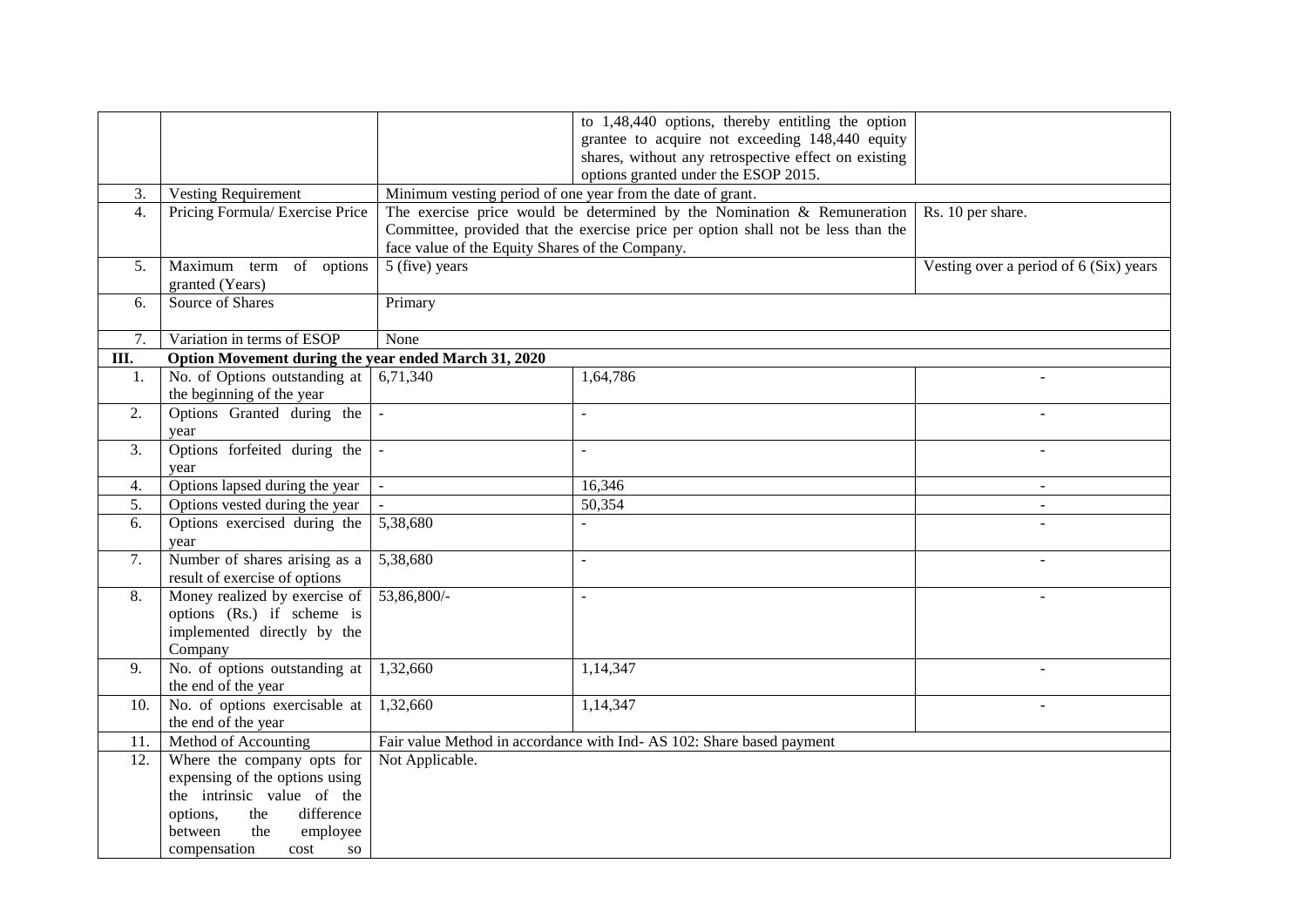| | | | | |
|---|---|---|---|---|
| | | | to 1,48,440 options, thereby entitling the option grantee to acquire not exceeding 148,440 equity shares, without any retrospective effect on existing options granted under the ESOP 2015. | |
| 3. | Vesting Requirement | Minimum vesting period of one year from the date of grant. | | |
| 4. | Pricing Formula/ Exercise Price | The exercise price would be determined by the Nomination & Remuneration Committee, provided that the exercise price per option shall not be less than the face value of the Equity Shares of the Company. | | Rs. 10 per share. |
| 5. | Maximum term of options granted (Years) | 5 (five) years | | Vesting over a period of 6 (Six) years |
| 6. | Source of Shares | Primary | | |
| 7. | Variation in terms of ESOP | None | | |
| **III.** | **Option Movement during the year ended March 31, 2020** | | | |
| 1. | No. of Options outstanding at the beginning of the year | 6,71,340 | 1,64,786 | - |
| 2. | Options Granted during the year | - | - | - |
| 3. | Options forfeited during the year | - | - | - |
| 4. | Options lapsed during the year | - | 16,346 | - |
| 5. | Options vested during the year | - | 50,354 | - |
| 6. | Options exercised during the year | 5,38,680 | - | - |
| 7. | Number of shares arising as a result of exercise of options | 5,38,680 | - | - |
| 8. | Money realized by exercise of options (Rs.) if scheme is implemented directly by the Company | 53,86,800/- | - | - |
| 9. | No. of options outstanding at the end of the year | 1,32,660 | 1,14,347 | - |
| 10. | No. of options exercisable at the end of the year | 1,32,660 | 1,14,347 | - |
| 11. | Method of Accounting | Fair value Method in accordance with Ind- AS 102: Share based payment | | |
| 12. | Where the company opts for expensing of the options using the intrinsic value of the options, the difference between the employee compensation cost so | Not Applicable. | | |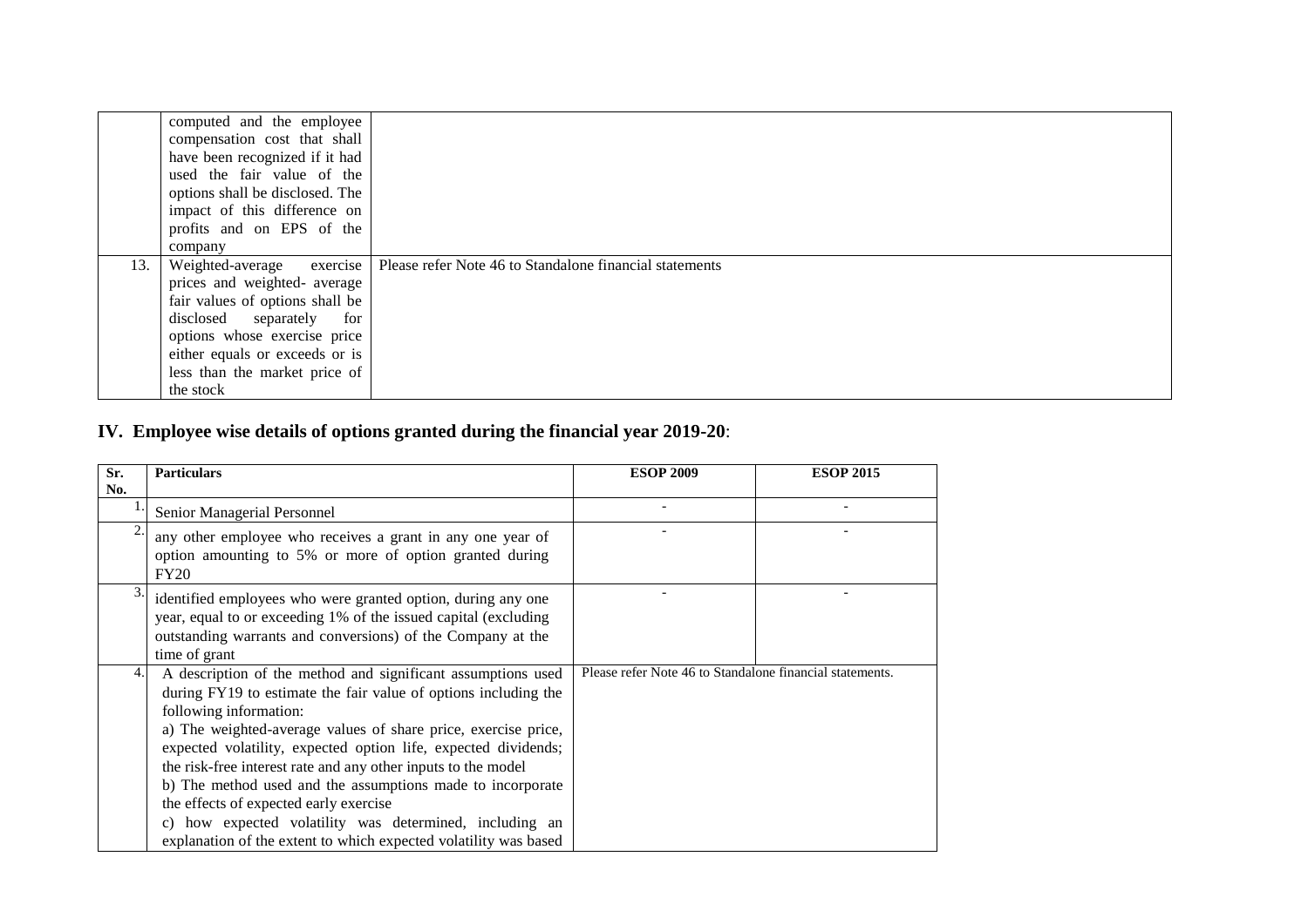|  |  |  |
|---|---|---|
|  | computed and the employee compensation cost that shall have been recognized if it had used the fair value of the options shall be disclosed. The impact of this difference on profits and on EPS of the company |  |
| 13. | Weighted-average exercise prices and weighted- average fair values of options shall be disclosed separately for options whose exercise price either equals or exceeds or is less than the market price of the stock | Please refer Note 46 to Standalone financial statements |

## IV. Employee wise details of options granted during the financial year 2019-20:

| Sr. No. | Particulars | ESOP 2009 | ESOP 2015 |
|---|---|---|---|
| 1. | Senior Managerial Personnel | - | - |
| 2. | any other employee who receives a grant in any one year of option amounting to 5% or more of option granted during FY20 | - | - |
| 3. | identified employees who were granted option, during any one year, equal to or exceeding 1% of the issued capital (excluding outstanding warrants and conversions) of the Company at the time of grant | - | - |
| 4. | A description of the method and significant assumptions used during FY19 to estimate the fair value of options including the following information:<br>a) The weighted-average values of share price, exercise price, expected volatility, expected option life, expected dividends; the risk-free interest rate and any other inputs to the model<br>b) The method used and the assumptions made to incorporate the effects of expected early exercise<br>c) how expected volatility was determined, including an explanation of the extent to which expected volatility was based | Please refer Note 46 to Standalone financial statements. | |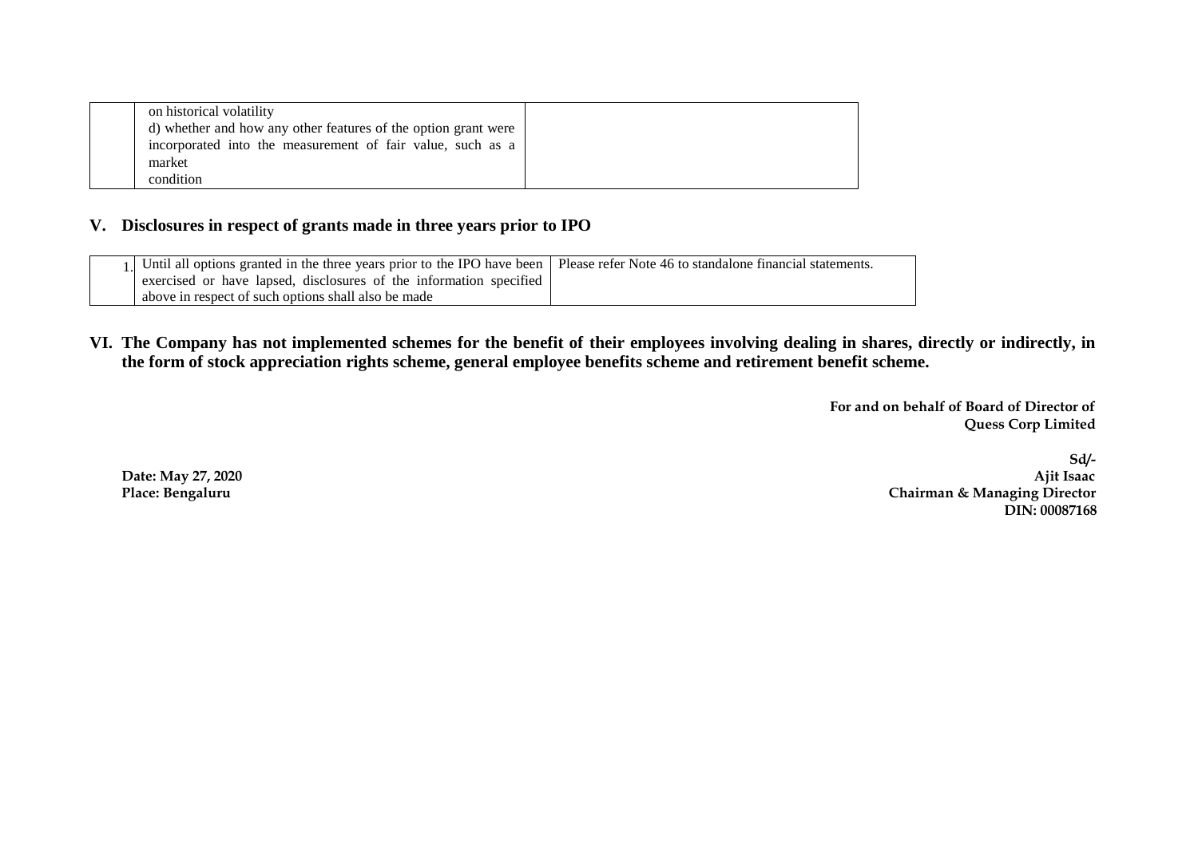| | | |
|---|---|---|
| | on historical volatility<br>d) whether and how any other features of the option grant were incorporated into the measurement of fair value, such as a market condition | |

## V. Disclosures in respect of grants made in three years prior to IPO

| | | |
|---|---|---|
| 1. | Until all options granted in the three years prior to the IPO have been exercised or have lapsed, disclosures of the information specified above in respect of such options shall also be made | Please refer Note 46 to standalone financial statements. |

## VI. The Company has not implemented schemes for the benefit of their employees involving dealing in shares, directly or indirectly, in the form of stock appreciation rights scheme, general employee benefits scheme and retirement benefit scheme.

**For and on behalf of Board of Director of**
**Quess Corp Limited**

**Sd/-**
**Ajit Isaac**
**Chairman & Managing Director**
**DIN: 00087168**

**Date: May 27, 2020**
**Place: Bengaluru**